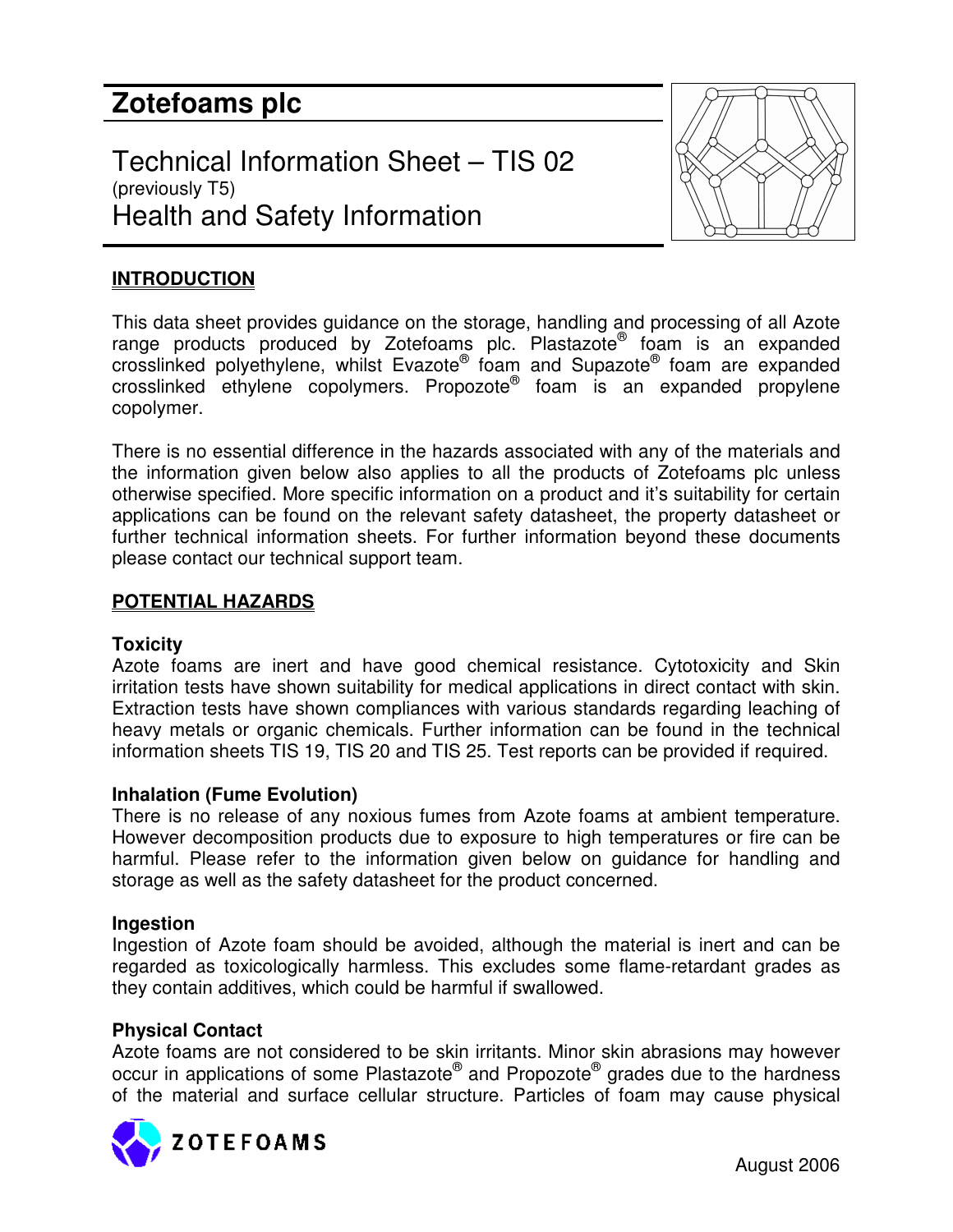# Zotefoams plc

## Technical Information Sheet – TIS 02
(previously T5)

## Health and Safety Information

### INTRODUCTION

This data sheet provides guidance on the storage, handling and processing of all Azote range products produced by Zotefoams plc. Plastazote® foam is an expanded crosslinked polyethylene, whilst Evazote® foam and Supazote® foam are expanded crosslinked ethylene copolymers. Propozote® foam is an expanded propylene copolymer.

There is no essential difference in the hazards associated with any of the materials and the information given below also applies to all the products of Zotefoams plc unless otherwise specified. More specific information on a product and it's suitability for certain applications can be found on the relevant safety datasheet, the property datasheet or further technical information sheets. For further information beyond these documents please contact our technical support team.

### POTENTIAL HAZARDS

**Toxicity**
Azote foams are inert and have good chemical resistance. Cytotoxicity and Skin irritation tests have shown suitability for medical applications in direct contact with skin. Extraction tests have shown compliances with various standards regarding leaching of heavy metals or organic chemicals. Further information can be found in the technical information sheets TIS 19, TIS 20 and TIS 25. Test reports can be provided if required.

**Inhalation (Fume Evolution)**
There is no release of any noxious fumes from Azote foams at ambient temperature. However decomposition products due to exposure to high temperatures or fire can be harmful. Please refer to the information given below on guidance for handling and storage as well as the safety datasheet for the product concerned.

**Ingestion**
Ingestion of Azote foam should be avoided, although the material is inert and can be regarded as toxicologically harmless. This excludes some flame-retardant grades as they contain additives, which could be harmful if swallowed.

**Physical Contact**
Azote foams are not considered to be skin irritants. Minor skin abrasions may however occur in applications of some Plastazote® and Propozote® grades due to the hardness of the material and surface cellular structure. Particles of foam may cause physical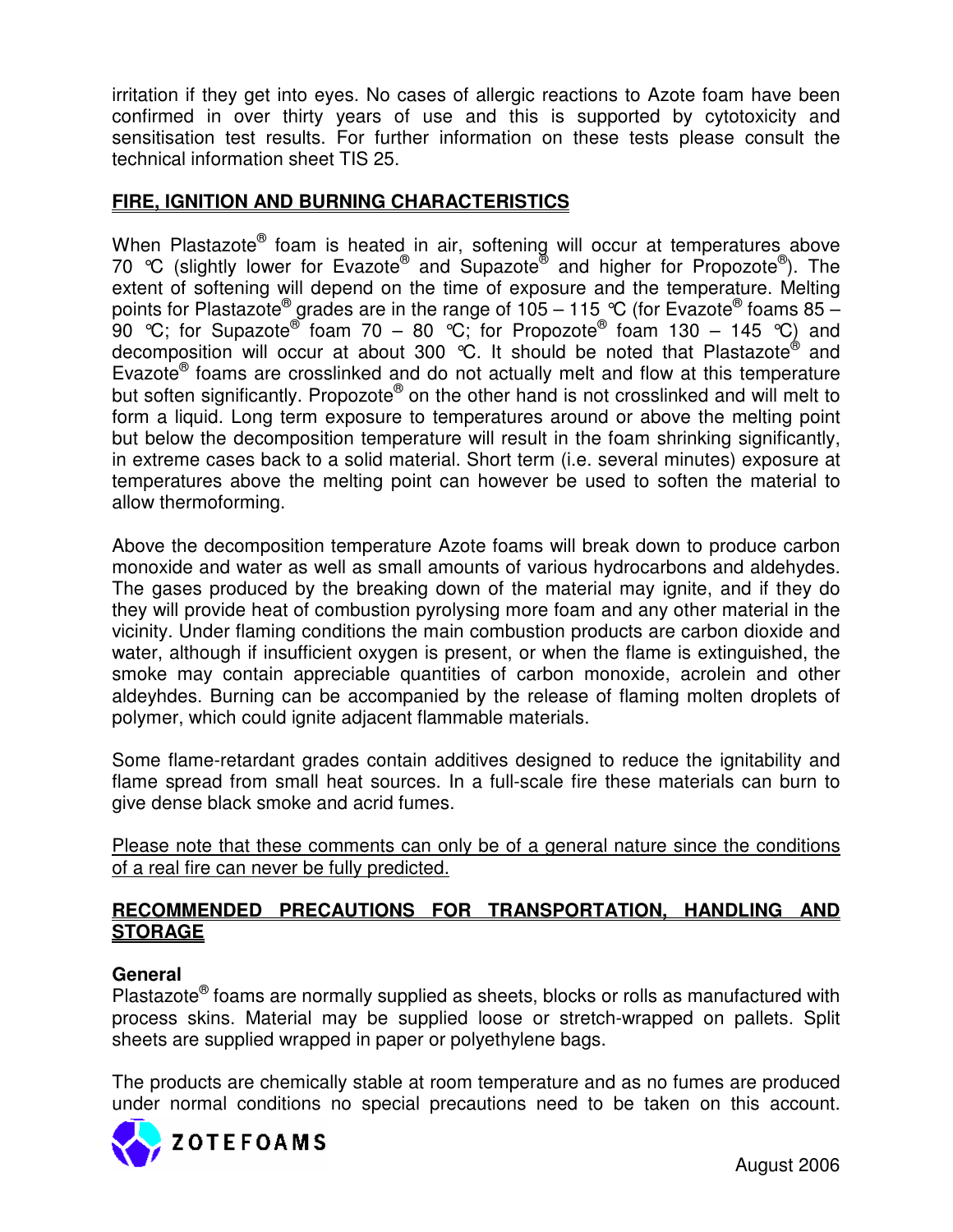irritation if they get into eyes. No cases of allergic reactions to Azote foam have been confirmed in over thirty years of use and this is supported by cytotoxicity and sensitisation test results. For further information on these tests please consult the technical information sheet TIS 25.

## FIRE, IGNITION AND BURNING CHARACTERISTICS

When Plastazote® foam is heated in air, softening will occur at temperatures above 70 °C (slightly lower for Evazote® and Supazote® and higher for Propozote®). The extent of softening will depend on the time of exposure and the temperature. Melting points for Plastazote® grades are in the range of 105 – 115 °C (for Evazote® foams 85 – 90 °C; for Supazote® foam 70 – 80 °C; for Propozote® foam 130 – 145 °C) and decomposition will occur at about 300 °C. It should be noted that Plastazote® and Evazote® foams are crosslinked and do not actually melt and flow at this temperature but soften significantly. Propozote® on the other hand is not crosslinked and will melt to form a liquid. Long term exposure to temperatures around or above the melting point but below the decomposition temperature will result in the foam shrinking significantly, in extreme cases back to a solid material. Short term (i.e. several minutes) exposure at temperatures above the melting point can however be used to soften the material to allow thermoforming.

Above the decomposition temperature Azote foams will break down to produce carbon monoxide and water as well as small amounts of various hydrocarbons and aldehydes. The gases produced by the breaking down of the material may ignite, and if they do they will provide heat of combustion pyrolysing more foam and any other material in the vicinity. Under flaming conditions the main combustion products are carbon dioxide and water, although if insufficient oxygen is present, or when the flame is extinguished, the smoke may contain appreciable quantities of carbon monoxide, acrolein and other aldeyhdes. Burning can be accompanied by the release of flaming molten droplets of polymer, which could ignite adjacent flammable materials.

Some flame-retardant grades contain additives designed to reduce the ignitability and flame spread from small heat sources. In a full-scale fire these materials can burn to give dense black smoke and acrid fumes.

Please note that these comments can only be of a general nature since the conditions of a real fire can never be fully predicted.

## RECOMMENDED PRECAUTIONS FOR TRANSPORTATION, HANDLING AND STORAGE

**General**

Plastazote® foams are normally supplied as sheets, blocks or rolls as manufactured with process skins. Material may be supplied loose or stretch-wrapped on pallets. Split sheets are supplied wrapped in paper or polyethylene bags.

The products are chemically stable at room temperature and as no fumes are produced under normal conditions no special precautions need to be taken on this account.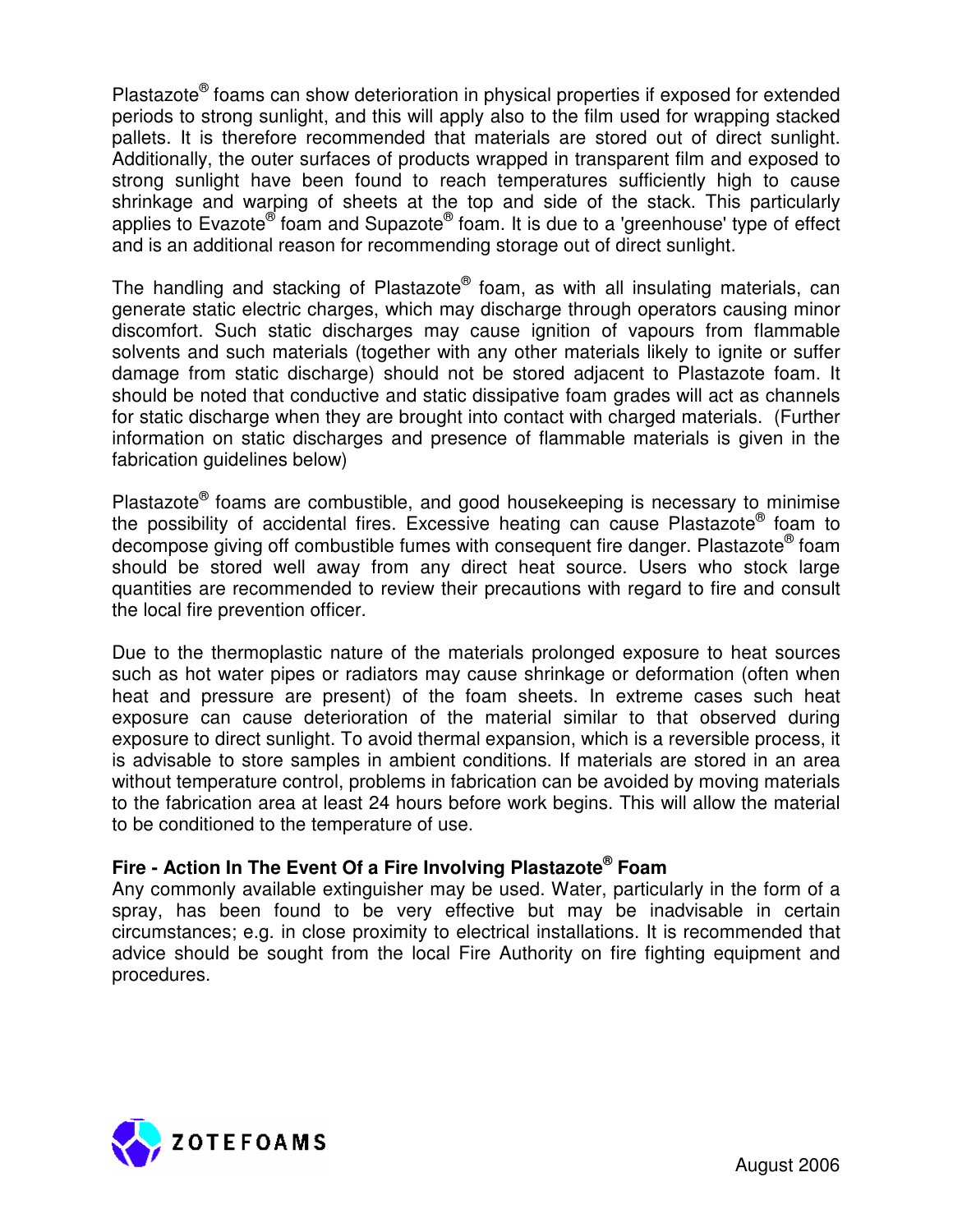Plastazote® foams can show deterioration in physical properties if exposed for extended periods to strong sunlight, and this will apply also to the film used for wrapping stacked pallets. It is therefore recommended that materials are stored out of direct sunlight. Additionally, the outer surfaces of products wrapped in transparent film and exposed to strong sunlight have been found to reach temperatures sufficiently high to cause shrinkage and warping of sheets at the top and side of the stack. This particularly applies to Evazote® foam and Supazote® foam. It is due to a 'greenhouse' type of effect and is an additional reason for recommending storage out of direct sunlight.

The handling and stacking of Plastazote® foam, as with all insulating materials, can generate static electric charges, which may discharge through operators causing minor discomfort. Such static discharges may cause ignition of vapours from flammable solvents and such materials (together with any other materials likely to ignite or suffer damage from static discharge) should not be stored adjacent to Plastazote foam. It should be noted that conductive and static dissipative foam grades will act as channels for static discharge when they are brought into contact with charged materials. (Further information on static discharges and presence of flammable materials is given in the fabrication guidelines below)

Plastazote® foams are combustible, and good housekeeping is necessary to minimise the possibility of accidental fires. Excessive heating can cause Plastazote® foam to decompose giving off combustible fumes with consequent fire danger. Plastazote® foam should be stored well away from any direct heat source. Users who stock large quantities are recommended to review their precautions with regard to fire and consult the local fire prevention officer.

Due to the thermoplastic nature of the materials prolonged exposure to heat sources such as hot water pipes or radiators may cause shrinkage or deformation (often when heat and pressure are present) of the foam sheets. In extreme cases such heat exposure can cause deterioration of the material similar to that observed during exposure to direct sunlight. To avoid thermal expansion, which is a reversible process, it is advisable to store samples in ambient conditions. If materials are stored in an area without temperature control, problems in fabrication can be avoided by moving materials to the fabrication area at least 24 hours before work begins. This will allow the material to be conditioned to the temperature of use.

**Fire - Action In The Event Of a Fire Involving Plastazote® Foam**

Any commonly available extinguisher may be used. Water, particularly in the form of a spray, has been found to be very effective but may be inadvisable in certain circumstances; e.g. in close proximity to electrical installations. It is recommended that advice should be sought from the local Fire Authority on fire fighting equipment and procedures.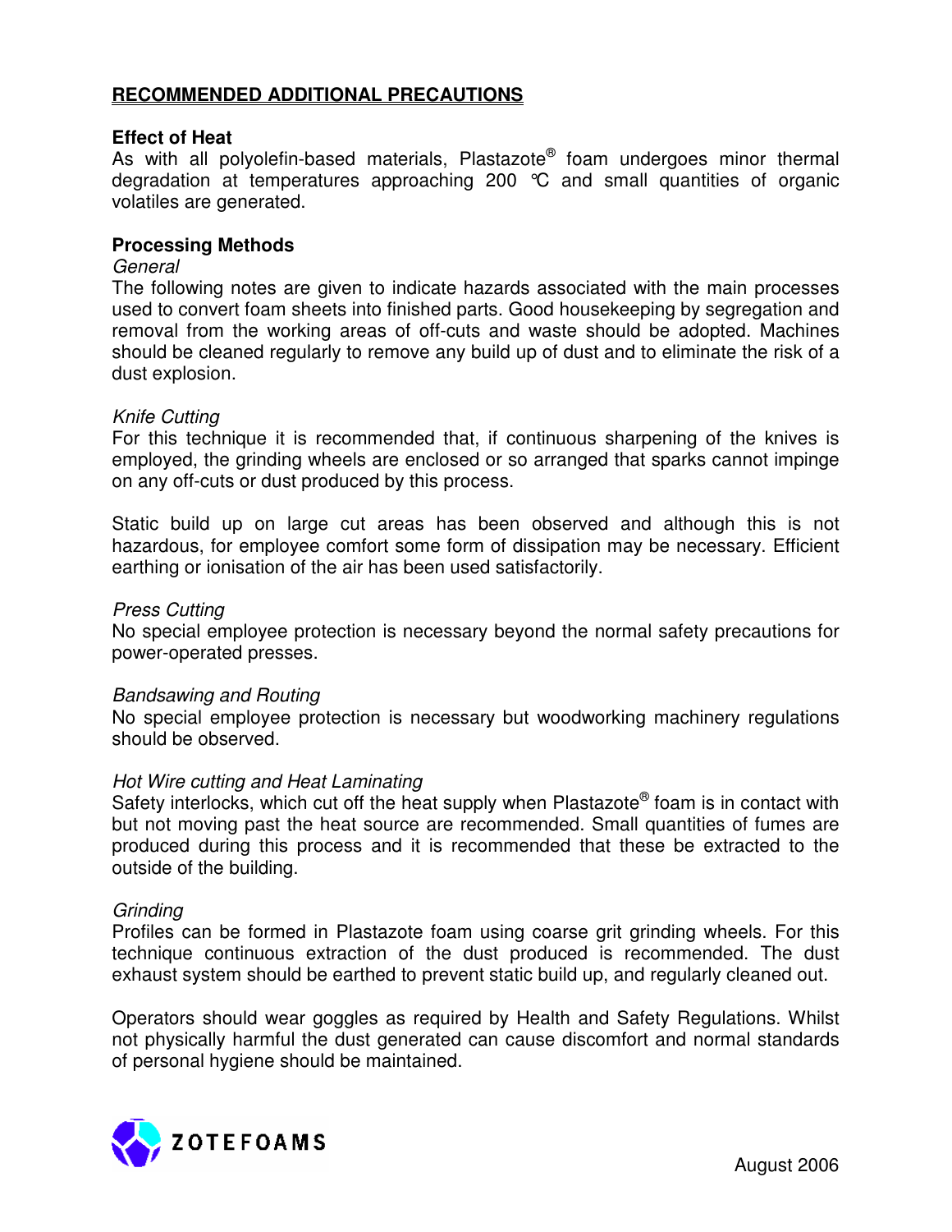## RECOMMENDED ADDITIONAL PRECAUTIONS

### Effect of Heat

As with all polyolefin-based materials, Plastazote® foam undergoes minor thermal degradation at temperatures approaching 200 °C and small quantities of organic volatiles are generated.

### Processing Methods

*General*

The following notes are given to indicate hazards associated with the main processes used to convert foam sheets into finished parts. Good housekeeping by segregation and removal from the working areas of off-cuts and waste should be adopted. Machines should be cleaned regularly to remove any build up of dust and to eliminate the risk of a dust explosion.

*Knife Cutting*

For this technique it is recommended that, if continuous sharpening of the knives is employed, the grinding wheels are enclosed or so arranged that sparks cannot impinge on any off-cuts or dust produced by this process.

Static build up on large cut areas has been observed and although this is not hazardous, for employee comfort some form of dissipation may be necessary. Efficient earthing or ionisation of the air has been used satisfactorily.

*Press Cutting*

No special employee protection is necessary beyond the normal safety precautions for power-operated presses.

*Bandsawing and Routing*

No special employee protection is necessary but woodworking machinery regulations should be observed.

*Hot Wire cutting and Heat Laminating*

Safety interlocks, which cut off the heat supply when Plastazote® foam is in contact with but not moving past the heat source are recommended. Small quantities of fumes are produced during this process and it is recommended that these be extracted to the outside of the building.

*Grinding*

Profiles can be formed in Plastazote foam using coarse grit grinding wheels. For this technique continuous extraction of the dust produced is recommended. The dust exhaust system should be earthed to prevent static build up, and regularly cleaned out.

Operators should wear goggles as required by Health and Safety Regulations. Whilst not physically harmful the dust generated can cause discomfort and normal standards of personal hygiene should be maintained.

ZOTEFOAMS

August 2006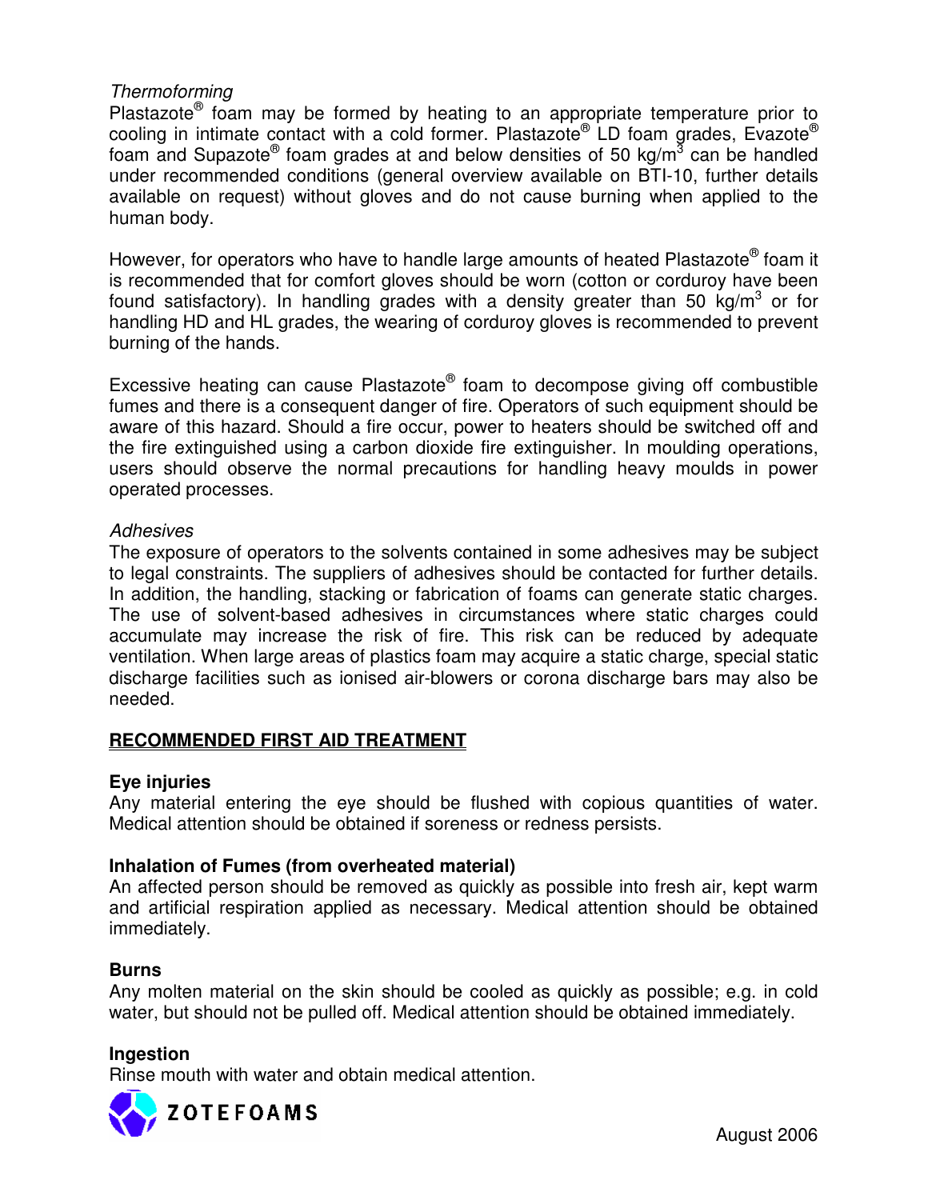*Thermoforming*

Plastazote® foam may be formed by heating to an appropriate temperature prior to cooling in intimate contact with a cold former. Plastazote® LD foam grades, Evazote® foam and Supazote® foam grades at and below densities of 50 $kg/m^3$ can be handled under recommended conditions (general overview available on BTI-10, further details available on request) without gloves and do not cause burning when applied to the human body.

However, for operators who have to handle large amounts of heated Plastazote® foam it is recommended that for comfort gloves should be worn (cotton or corduroy have been found satisfactory). In handling grades with a density greater than 50 $kg/m^3$ or for handling HD and HL grades, the wearing of corduroy gloves is recommended to prevent burning of the hands.

Excessive heating can cause Plastazote® foam to decompose giving off combustible fumes and there is a consequent danger of fire. Operators of such equipment should be aware of this hazard. Should a fire occur, power to heaters should be switched off and the fire extinguished using a carbon dioxide fire extinguisher. In moulding operations, users should observe the normal precautions for handling heavy moulds in power operated processes.

*Adhesives*

The exposure of operators to the solvents contained in some adhesives may be subject to legal constraints. The suppliers of adhesives should be contacted for further details. In addition, the handling, stacking or fabrication of foams can generate static charges. The use of solvent-based adhesives in circumstances where static charges could accumulate may increase the risk of fire. This risk can be reduced by adequate ventilation. When large areas of plastics foam may acquire a static charge, special static discharge facilities such as ionised air-blowers or corona discharge bars may also be needed.

## RECOMMENDED FIRST AID TREATMENT

**Eye injuries**

Any material entering the eye should be flushed with copious quantities of water. Medical attention should be obtained if soreness or redness persists.

**Inhalation of Fumes (from overheated material)**

An affected person should be removed as quickly as possible into fresh air, kept warm and artificial respiration applied as necessary. Medical attention should be obtained immediately.

**Burns**

Any molten material on the skin should be cooled as quickly as possible; e.g. in cold water, but should not be pulled off. Medical attention should be obtained immediately.

**Ingestion**

Rinse mouth with water and obtain medical attention.

ZOTEFOAMS

August 2006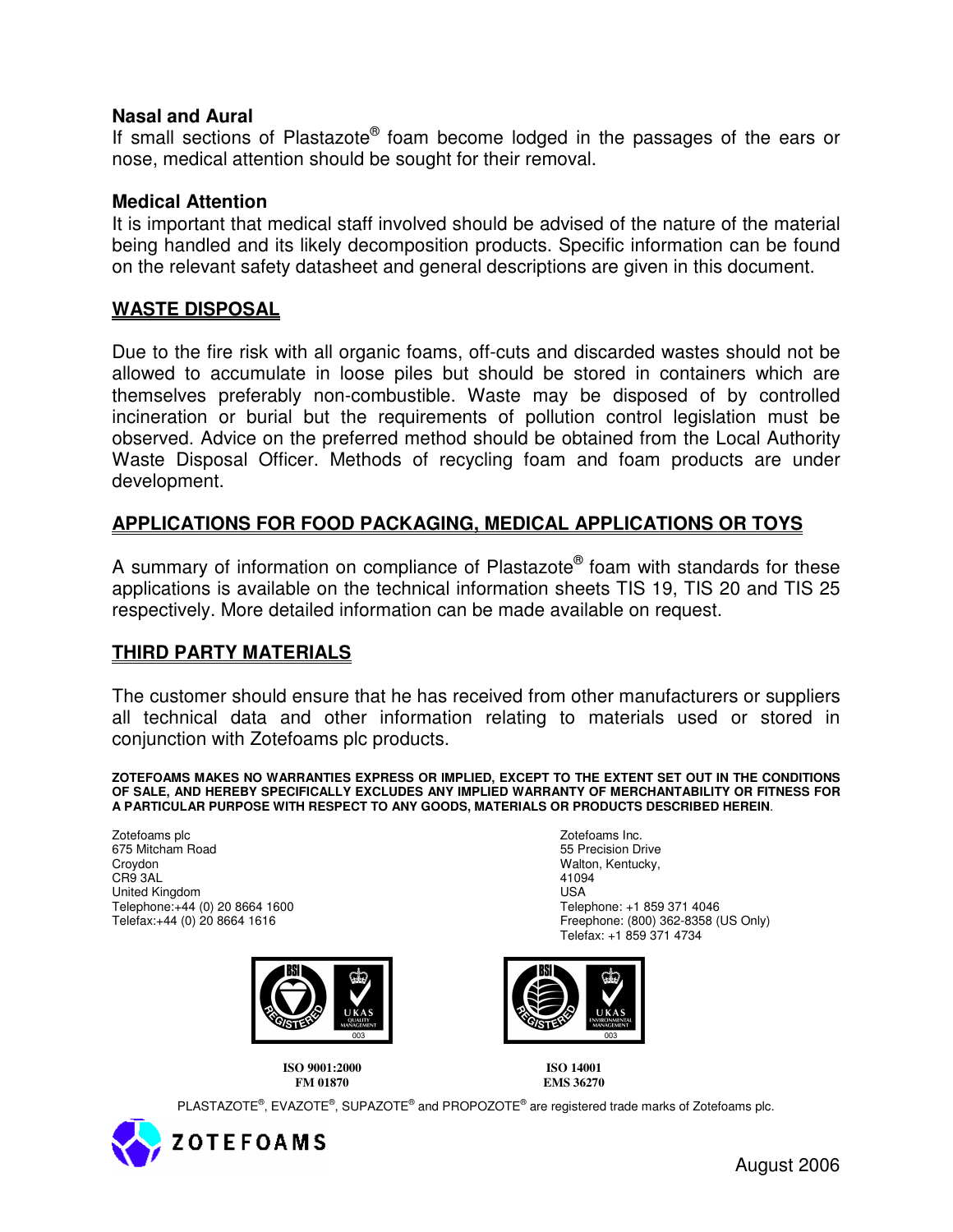### Nasal and Aural

If small sections of Plastazote® foam become lodged in the passages of the ears or nose, medical attention should be sought for their removal.

### Medical Attention

It is important that medical staff involved should be advised of the nature of the material being handled and its likely decomposition products. Specific information can be found on the relevant safety datasheet and general descriptions are given in this document.

## WASTE DISPOSAL

Due to the fire risk with all organic foams, off-cuts and discarded wastes should not be allowed to accumulate in loose piles but should be stored in containers which are themselves preferably non-combustible. Waste may be disposed of by controlled incineration or burial but the requirements of pollution control legislation must be observed. Advice on the preferred method should be obtained from the Local Authority Waste Disposal Officer. Methods of recycling foam and foam products are under development.

## APPLICATIONS FOR FOOD PACKAGING, MEDICAL APPLICATIONS OR TOYS

A summary of information on compliance of Plastazote® foam with standards for these applications is available on the technical information sheets TIS 19, TIS 20 and TIS 25 respectively. More detailed information can be made available on request.

## THIRD PARTY MATERIALS

The customer should ensure that he has received from other manufacturers or suppliers all technical data and other information relating to materials used or stored in conjunction with Zotefoams plc products.

**ZOTEFOAMS MAKES NO WARRANTIES EXPRESS OR IMPLIED, EXCEPT TO THE EXTENT SET OUT IN THE CONDITIONS OF SALE, AND HEREBY SPECIFICALLY EXCLUDES ANY IMPLIED WARRANTY OF MERCHANTABILITY OR FITNESS FOR A PARTICULAR PURPOSE WITH RESPECT TO ANY GOODS, MATERIALS OR PRODUCTS DESCRIBED HEREIN**.

Zotefoams plc
675 Mitcham Road
Croydon
CR9 3AL
United Kingdom
Telephone:+44 (0) 20 8664 1600
Telefax:+44 (0) 20 8664 1616

Zotefoams Inc.
55 Precision Drive
Walton, Kentucky,
41094
USA
Telephone: +1 859 371 4046
Freephone: (800) 362-8358 (US Only)
Telefax: +1 859 371 4734

**ISO 9001:2000**
**FM 01870**

**ISO 14001**
**EMS 36270**

PLASTAZOTE®, EVAZOTE®, SUPAZOTE® and PROPOZOTE® are registered trade marks of Zotefoams plc.

ZOTEFOAMS

August 2006